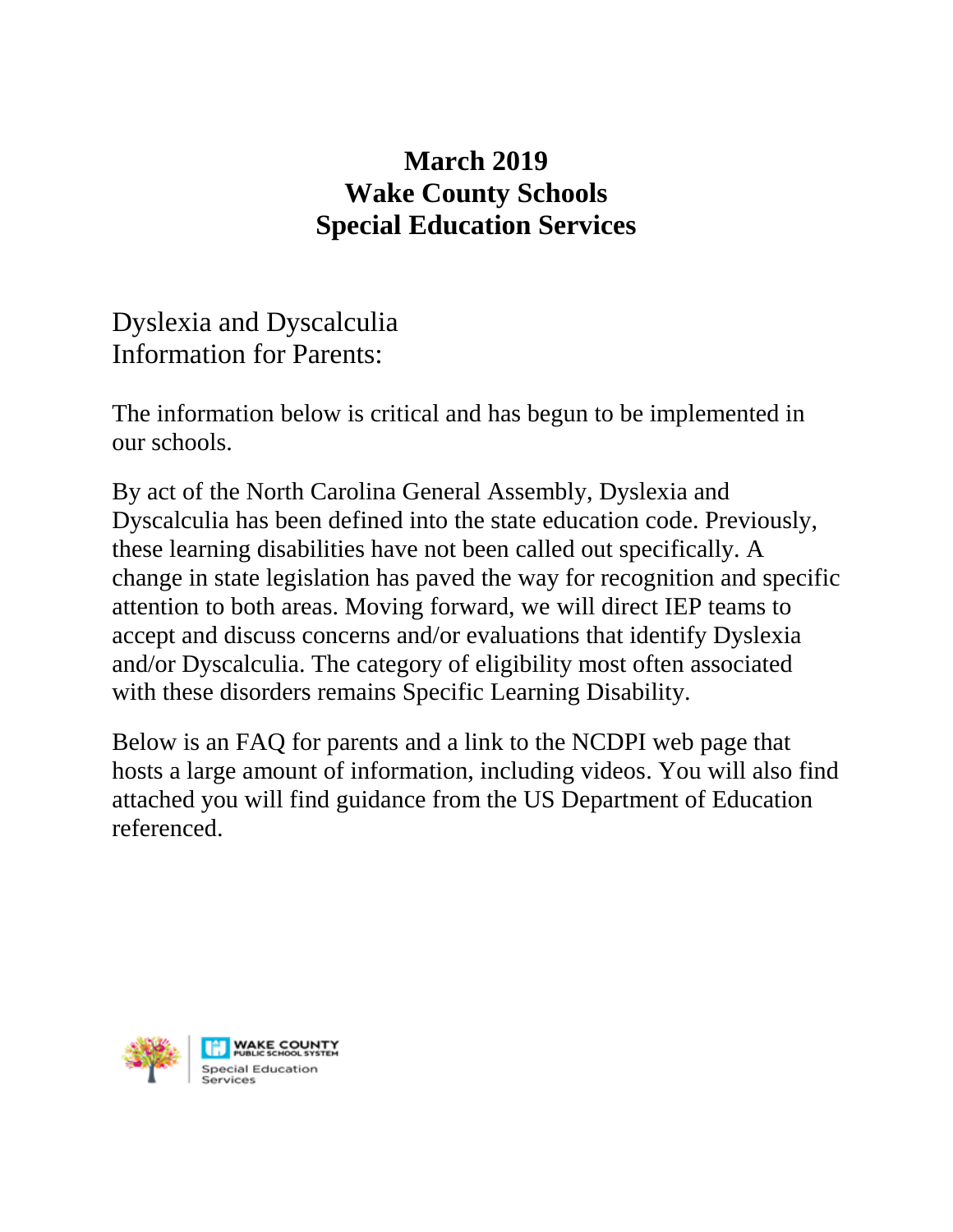# March 2019
# Wake County Schools
# Special Education Services

Dyslexia and Dyscalculia
Information for Parents:

The information below is critical and has begun to be implemented in our schools.

By act of the North Carolina General Assembly, Dyslexia and Dyscalculia has been defined into the state education code. Previously, these learning disabilities have not been called out specifically. A change in state legislation has paved the way for recognition and specific attention to both areas. Moving forward, we will direct IEP teams to accept and discuss concerns and/or evaluations that identify Dyslexia and/or Dyscalculia. The category of eligibility most often associated with these disorders remains Specific Learning Disability.

Below is an FAQ for parents and a link to the NCDPI web page that hosts a large amount of information, including videos. You will also find attached you will find guidance from the US Department of Education referenced.

WAKE COUNTY PUBLIC SCHOOL SYSTEM
Special Education Services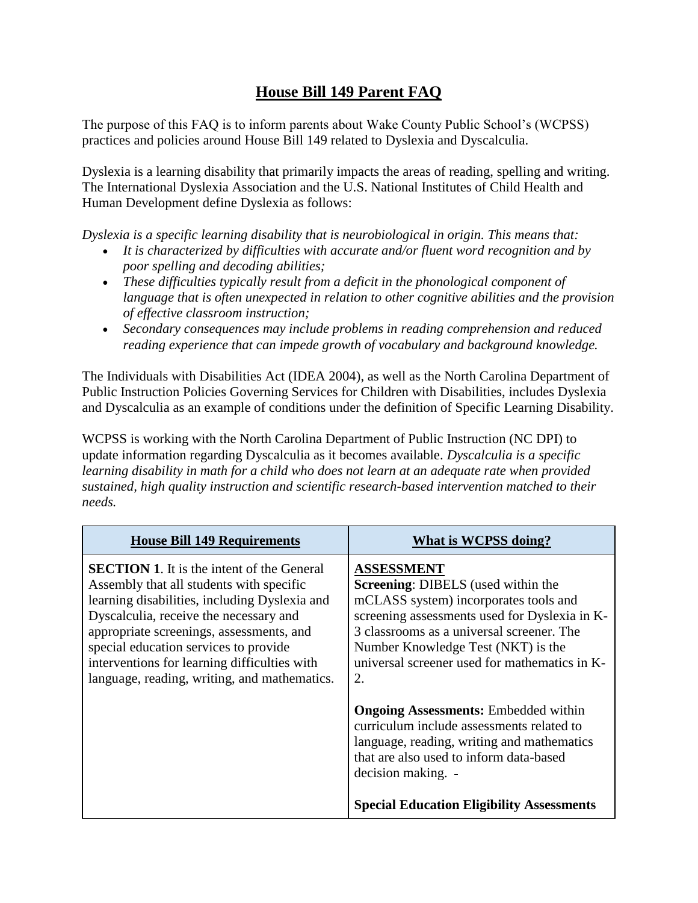# House Bill 149 Parent FAQ

The purpose of this FAQ is to inform parents about Wake County Public School's (WCPSS) practices and policies around House Bill 149 related to Dyslexia and Dyscalculia.

Dyslexia is a learning disability that primarily impacts the areas of reading, spelling and writing. The International Dyslexia Association and the U.S. National Institutes of Child Health and Human Development define Dyslexia as follows:

*Dyslexia is a specific learning disability that is neurobiological in origin. This means that:*

- *It is characterized by difficulties with accurate and/or fluent word recognition and by poor spelling and decoding abilities;*
- *These difficulties typically result from a deficit in the phonological component of language that is often unexpected in relation to other cognitive abilities and the provision of effective classroom instruction;*
- *Secondary consequences may include problems in reading comprehension and reduced reading experience that can impede growth of vocabulary and background knowledge.*

The Individuals with Disabilities Act (IDEA 2004), as well as the North Carolina Department of Public Instruction Policies Governing Services for Children with Disabilities, includes Dyslexia and Dyscalculia as an example of conditions under the definition of Specific Learning Disability.

WCPSS is working with the North Carolina Department of Public Instruction (NC DPI) to update information regarding Dyscalculia as it becomes available. *Dyscalculia is a specific learning disability in math for a child who does not learn at an adequate rate when provided sustained, high quality instruction and scientific research-based intervention matched to their needs.*

| House Bill 149 Requirements | What is WCPSS doing? |
|---|---|
| **SECTION 1**. It is the intent of the General Assembly that all students with specific learning disabilities, including Dyslexia and Dyscalculia, receive the necessary and appropriate screenings, assessments, and special education services to provide interventions for learning difficulties with language, reading, writing, and mathematics. | **ASSESSMENT**<br>**Screening**: DIBELS (used within the mCLASS system) incorporates tools and screening assessments used for Dyslexia in K-3 classrooms as a universal screener. The Number Knowledge Test (NKT) is the universal screener used for mathematics in K-2.<br><br>**Ongoing Assessments:** Embedded within curriculum include assessments related to language, reading, writing and mathematics that are also used to inform data-based decision making.<br><br>**Special Education Eligibility Assessments** |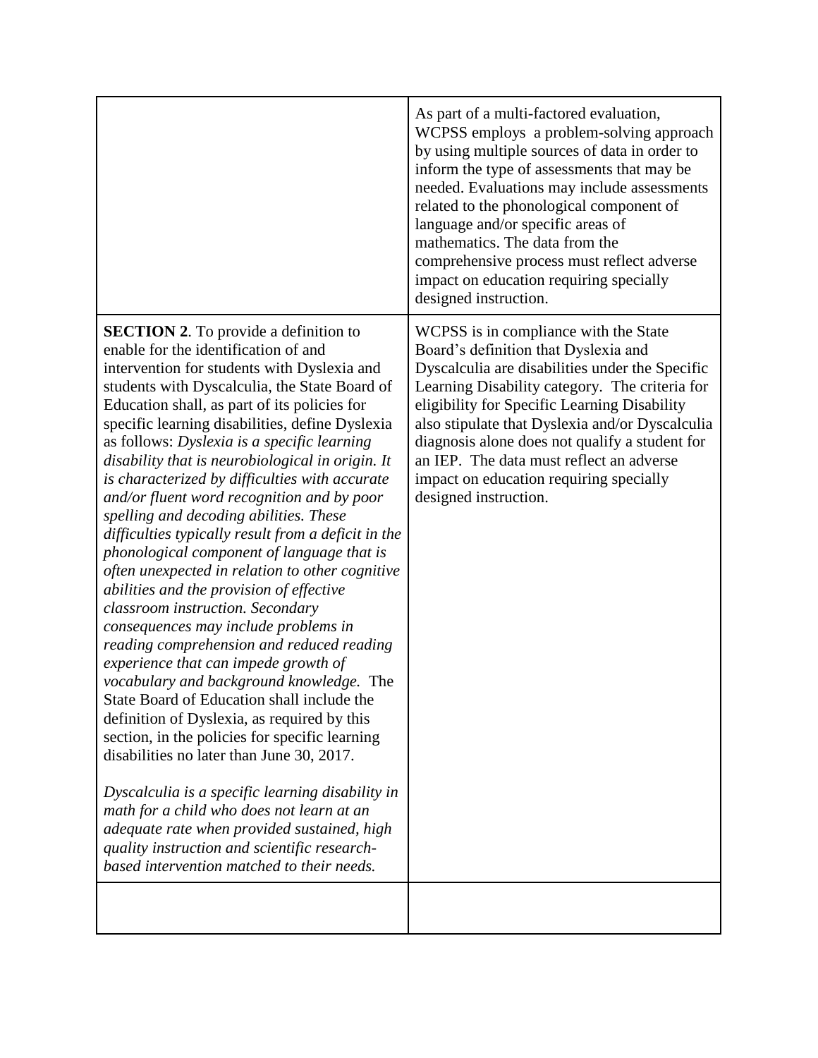| | |
|---|---|
| | As part of a multi-factored evaluation, WCPSS employs a problem-solving approach by using multiple sources of data in order to inform the type of assessments that may be needed. Evaluations may include assessments related to the phonological component of language and/or specific areas of mathematics. The data from the comprehensive process must reflect adverse impact on education requiring specially designed instruction. |
| **SECTION 2**. To provide a definition to enable for the identification of and intervention for students with Dyslexia and students with Dyscalculia, the State Board of Education shall, as part of its policies for specific learning disabilities, define Dyslexia as follows: *Dyslexia is a specific learning disability that is neurobiological in origin. It is characterized by difficulties with accurate and/or fluent word recognition and by poor spelling and decoding abilities. These difficulties typically result from a deficit in the phonological component of language that is often unexpected in relation to other cognitive abilities and the provision of effective classroom instruction. Secondary consequences may include problems in reading comprehension and reduced reading experience that can impede growth of vocabulary and background knowledge.* The State Board of Education shall include the definition of Dyslexia, as required by this section, in the policies for specific learning disabilities no later than June 30, 2017.<br><br>*Dyscalculia is a specific learning disability in math for a child who does not learn at an adequate rate when provided sustained, high quality instruction and scientific research-based intervention matched to their needs.* | WCPSS is in compliance with the State Board's definition that Dyslexia and Dyscalculia are disabilities under the Specific Learning Disability category. The criteria for eligibility for Specific Learning Disability also stipulate that Dyslexia and/or Dyscalculia diagnosis alone does not qualify a student for an IEP. The data must reflect an adverse impact on education requiring specially designed instruction. |
| | |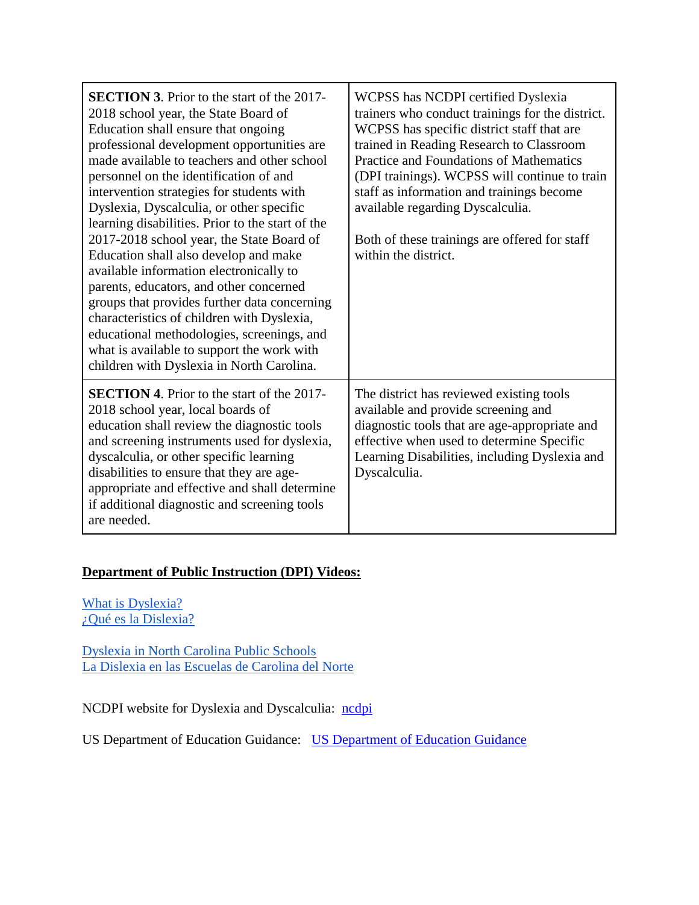| | |
|---|---|
| **SECTION 3**. Prior to the start of the 2017-2018 school year, the State Board of Education shall ensure that ongoing professional development opportunities are made available to teachers and other school personnel on the identification of and intervention strategies for students with Dyslexia, Dyscalculia, or other specific learning disabilities. Prior to the start of the 2017-2018 school year, the State Board of Education shall also develop and make available information electronically to parents, educators, and other concerned groups that provides further data concerning characteristics of children with Dyslexia, educational methodologies, screenings, and what is available to support the work with children with Dyslexia in North Carolina. | WCPSS has NCDPI certified Dyslexia trainers who conduct trainings for the district. WCPSS has specific district staff that are trained in Reading Research to Classroom Practice and Foundations of Mathematics (DPI trainings). WCPSS will continue to train staff as information and trainings become available regarding Dyscalculia.<br><br>Both of these trainings are offered for staff within the district. |
| **SECTION 4**. Prior to the start of the 2017-2018 school year, local boards of education shall review the diagnostic tools and screening instruments used for dyslexia, dyscalculia, or other specific learning disabilities to ensure that they are age-appropriate and effective and shall determine if additional diagnostic and screening tools are needed. | The district has reviewed existing tools available and provide screening and diagnostic tools that are age-appropriate and effective when used to determine Specific Learning Disabilities, including Dyslexia and Dyscalculia. |

**<u>Department of Public Instruction (DPI) Videos:</u>**

[What is Dyslexia?]
[¿Qué es la Dislexia?]

[Dyslexia in North Carolina Public Schools]
[La Dislexia en las Escuelas de Carolina del Norte]

NCDPI website for Dyslexia and Dyscalculia: [ncdpi]

US Department of Education Guidance: [US Department of Education Guidance]